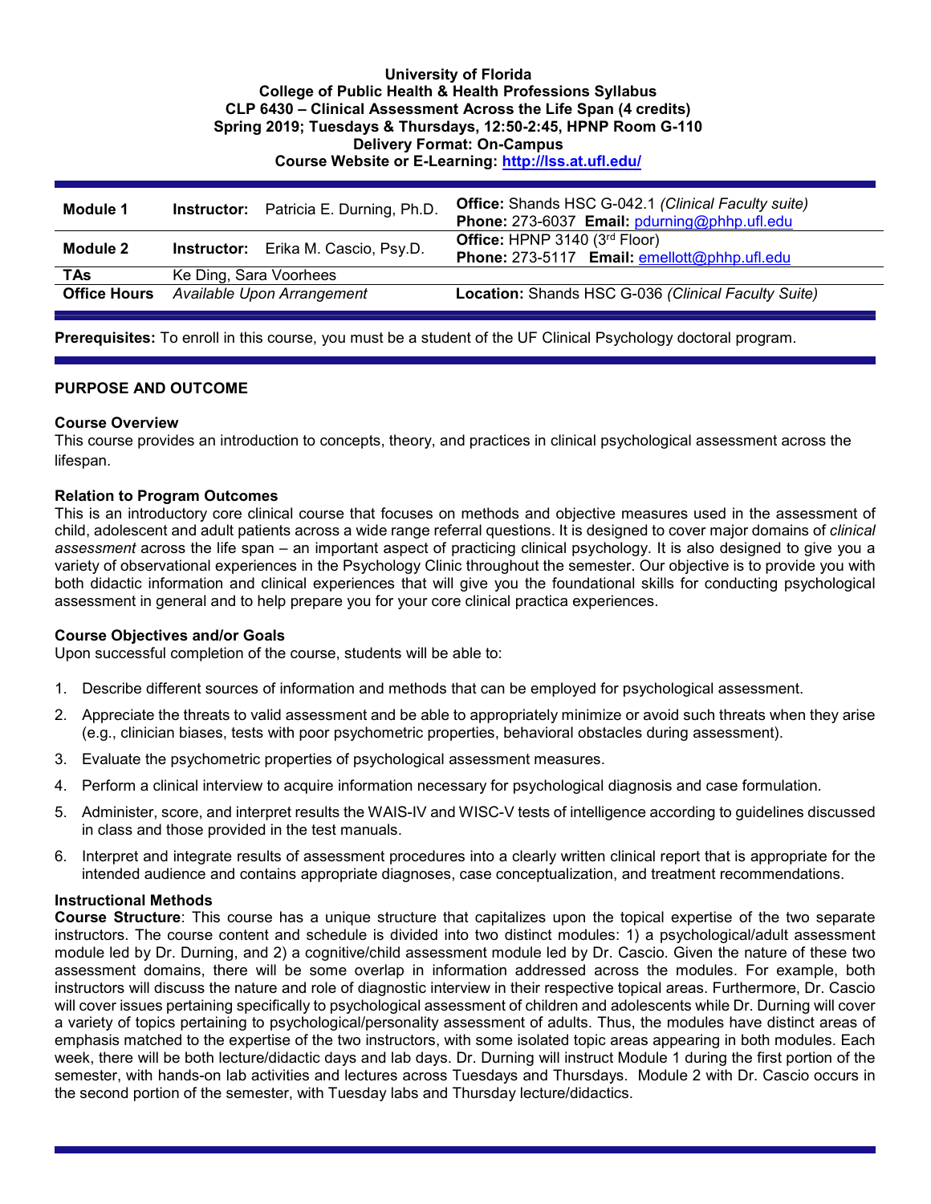**University of Florida**
**College of Public Health & Health Professions Syllabus**
**CLP 6430 – Clinical Assessment Across the Life Span (4 credits)**
**Spring 2019; Tuesdays & Thursdays, 12:50-2:45, HPNP Room G-110**
**Delivery Format: On-Campus**
**Course Website or E-Learning: http://lss.at.ufl.edu/**

| | | |
|---|---|---|
| **Module 1** | **Instructor:** Patricia E. Durning, Ph.D. | **Office:** Shands HSC G-042.1 *(Clinical Faculty suite)* **Phone:** 273-6037 **Email:** pdurning@phhp.ufl.edu |
| **Module 2** | **Instructor:** Erika M. Cascio, Psy.D. | **Office:** HPNP 3140 (3rd Floor) **Phone:** 273-5117 **Email:** emellott@phhp.ufl.edu |
| **TAs** | Ke Ding, Sara Voorhees | |
| **Office Hours** | *Available Upon Arrangement* | **Location:** Shands HSC G-036 *(Clinical Faculty Suite)* |

**Prerequisites:** To enroll in this course, you must be a student of the UF Clinical Psychology doctoral program.

## PURPOSE AND OUTCOME

### Course Overview

This course provides an introduction to concepts, theory, and practices in clinical psychological assessment across the lifespan.

### Relation to Program Outcomes

This is an introductory core clinical course that focuses on methods and objective measures used in the assessment of child, adolescent and adult patients across a wide range referral questions. It is designed to cover major domains of *clinical assessment* across the life span – an important aspect of practicing clinical psychology. It is also designed to give you a variety of observational experiences in the Psychology Clinic throughout the semester. Our objective is to provide you with both didactic information and clinical experiences that will give you the foundational skills for conducting psychological assessment in general and to help prepare you for your core clinical practica experiences.

### Course Objectives and/or Goals

Upon successful completion of the course, students will be able to:

1. Describe different sources of information and methods that can be employed for psychological assessment.
2. Appreciate the threats to valid assessment and be able to appropriately minimize or avoid such threats when they arise (e.g., clinician biases, tests with poor psychometric properties, behavioral obstacles during assessment).
3. Evaluate the psychometric properties of psychological assessment measures.
4. Perform a clinical interview to acquire information necessary for psychological diagnosis and case formulation.
5. Administer, score, and interpret results the WAIS-IV and WISC-V tests of intelligence according to guidelines discussed in class and those provided in the test manuals.
6. Interpret and integrate results of assessment procedures into a clearly written clinical report that is appropriate for the intended audience and contains appropriate diagnoses, case conceptualization, and treatment recommendations.

### Instructional Methods

**Course Structure**: This course has a unique structure that capitalizes upon the topical expertise of the two separate instructors. The course content and schedule is divided into two distinct modules: 1) a psychological/adult assessment module led by Dr. Durning, and 2) a cognitive/child assessment module led by Dr. Cascio. Given the nature of these two assessment domains, there will be some overlap in information addressed across the modules. For example, both instructors will discuss the nature and role of diagnostic interview in their respective topical areas. Furthermore, Dr. Cascio will cover issues pertaining specifically to psychological assessment of children and adolescents while Dr. Durning will cover a variety of topics pertaining to psychological/personality assessment of adults. Thus, the modules have distinct areas of emphasis matched to the expertise of the two instructors, with some isolated topic areas appearing in both modules. Each week, there will be both lecture/didactic days and lab days. Dr. Durning will instruct Module 1 during the first portion of the semester, with hands-on lab activities and lectures across Tuesdays and Thursdays. Module 2 with Dr. Cascio occurs in the second portion of the semester, with Tuesday labs and Thursday lecture/didactics.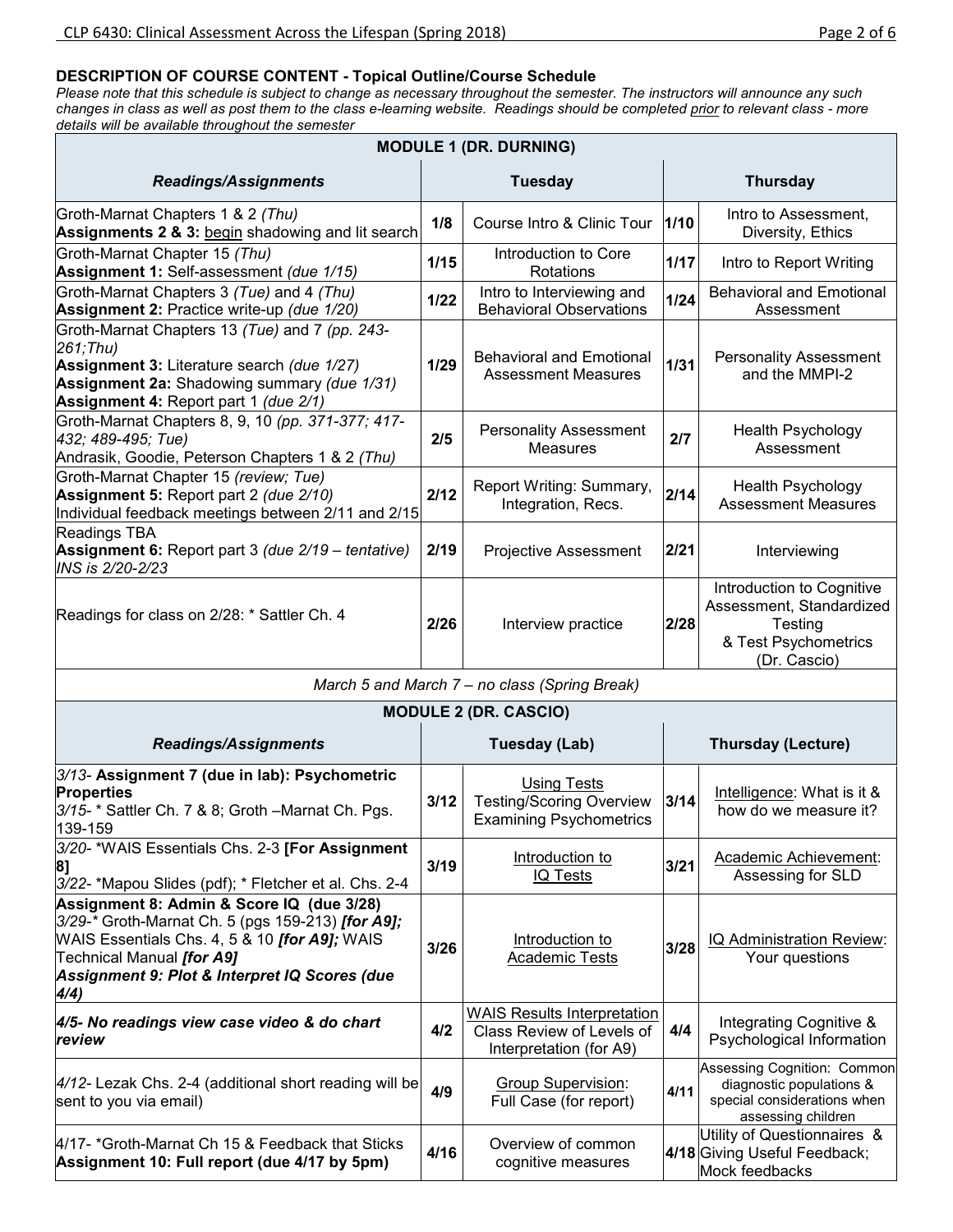**DESCRIPTION OF COURSE CONTENT - Topical Outline/Course Schedule**

*Please note that this schedule is subject to change as necessary throughout the semester. The instructors will announce any such changes in class as well as post them to the class e-learning website. Readings should be completed prior to relevant class - more details will be available throughout the semester*

| MODULE 1 (DR. DURNING) | | | | |
|---|---|---|---|---|
| ***Readings/Assignments*** | **Tuesday** | | **Thursday** | |
| Groth-Marnat Chapters 1 & 2 *(Thu)*<br>**Assignments 2 & 3:** begin shadowing and lit search | 1/8 | Course Intro & Clinic Tour | 1/10 | Intro to Assessment, Diversity, Ethics |
| Groth-Marnat Chapter 15 *(Thu)*<br>**Assignment 1:** Self-assessment *(due 1/15)* | 1/15 | Introduction to Core Rotations | 1/17 | Intro to Report Writing |
| Groth-Marnat Chapters 3 *(Tue)* and 4 *(Thu)*<br>**Assignment 2:** Practice write-up *(due 1/20)* | 1/22 | Intro to Interviewing and Behavioral Observations | 1/24 | Behavioral and Emotional Assessment |
| Groth-Marnat Chapters 13 *(Tue)* and 7 *(pp. 243-261;Thu)*<br>**Assignment 3:** Literature search *(due 1/27)*<br>**Assignment 2a:** Shadowing summary *(due 1/31)*<br>**Assignment 4:** Report part 1 *(due 2/1)* | 1/29 | Behavioral and Emotional Assessment Measures | 1/31 | Personality Assessment and the MMPI-2 |
| Groth-Marnat Chapters 8, 9, 10 *(pp. 371-377; 417-432; 489-495; Tue)*<br>Andrasik, Goodie, Peterson Chapters 1 & 2 *(Thu)* | 2/5 | Personality Assessment Measures | 2/7 | Health Psychology Assessment |
| Groth-Marnat Chapter 15 *(review; Tue)*<br>**Assignment 5:** Report part 2 *(due 2/10)*<br>Individual feedback meetings between 2/11 and 2/15 | 2/12 | Report Writing: Summary, Integration, Recs. | 2/14 | Health Psychology Assessment Measures |
| Readings TBA<br>**Assignment 6:** Report part 3 *(due 2/19 – tentative)*<br>*INS is 2/20-2/23* | 2/19 | Projective Assessment | 2/21 | Interviewing |
| Readings for class on 2/28: * Sattler Ch. 4 | 2/26 | Interview practice | 2/28 | Introduction to Cognitive Assessment, Standardized Testing & Test Psychometrics (Dr. Cascio) |
| *March 5 and March 7 – no class (Spring Break)* | | | | |
| **MODULE 2 (DR. CASCIO)** | | | | |
| ***Readings/Assignments*** | **Tuesday (Lab)** | | **Thursday (Lecture)** | |
| *3/13-* **Assignment 7 (due in lab): Psychometric Properties**<br>*3/15-* * Sattler Ch. 7 & 8; Groth –Marnat Ch. Pgs. 139-159 | 3/12 | Using Tests<br>Testing/Scoring Overview<br>Examining Psychometrics | 3/14 | Intelligence: What is it & how do we measure it? |
| *3/20-* *WAIS Essentials Chs. 2-3 **[For Assignment 8]**<br>*3/22-* *Mapou Slides (pdf); * Fletcher et al. Chs. 2-4 | 3/19 | Introduction to IQ Tests | 3/21 | Academic Achievement: Assessing for SLD |
| **Assignment 8: Admin & Score IQ (due 3/28)**<br>*3/29-** Groth-Marnat Ch. 5 (pgs 159-213) ***[for A9];*** WAIS Essentials Chs. 4, 5 & 10 ***[for A9];*** WAIS Technical Manual ***[for A9]***<br>***Assignment 9: Plot & Interpret IQ Scores (due 4/4)*** | 3/26 | Introduction to Academic Tests | 3/28 | IQ Administration Review: Your questions |
| ***4/5- No readings view case video & do chart review*** | 4/2 | WAIS Results Interpretation<br>Class Review of Levels of Interpretation (for A9) | 4/4 | Integrating Cognitive & Psychological Information |
| *4/12-* Lezak Chs. 2-4 (additional short reading will be sent to you via email) | 4/9 | Group Supervision: Full Case (for report) | 4/11 | Assessing Cognition: Common diagnostic populations & special considerations when assessing children |
| 4/17- *Groth-Marnat Ch 15 & Feedback that Sticks<br>**Assignment 10: Full report (due 4/17 by 5pm)** | 4/16 | Overview of common cognitive measures | 4/18 | Utility of Questionnaires & Giving Useful Feedback; Mock feedbacks |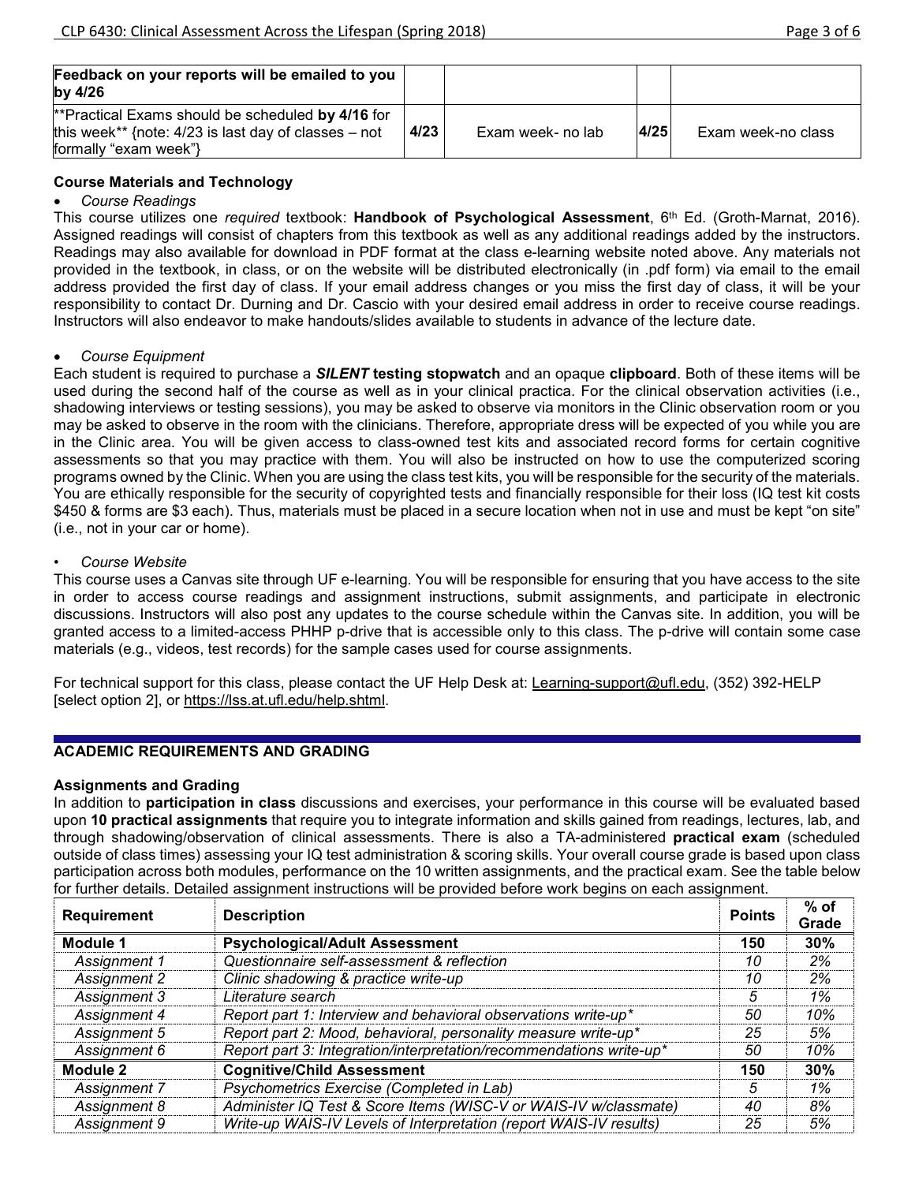| | | | | |
|---|---|---|---|---|
| **Feedback on your reports will be emailed to you by 4/26** | | | | |
| **Practical Exams should be scheduled **by 4/16** for this week** {note: 4/23 is last day of classes – not formally "exam week"} | **4/23** | Exam week- no lab | **4/25** | Exam week-no class |

### Course Materials and Technology

- *Course Readings*

This course utilizes one *required* textbook: **Handbook of Psychological Assessment**, 6th Ed. (Groth-Marnat, 2016). Assigned readings will consist of chapters from this textbook as well as any additional readings added by the instructors. Readings may also available for download in PDF format at the class e-learning website noted above. Any materials not provided in the textbook, in class, or on the website will be distributed electronically (in .pdf form) via email to the email address provided the first day of class. If your email address changes or you miss the first day of class, it will be your responsibility to contact Dr. Durning and Dr. Cascio with your desired email address in order to receive course readings. Instructors will also endeavor to make handouts/slides available to students in advance of the lecture date.

- *Course Equipment*

Each student is required to purchase a ***SILENT*** **testing stopwatch** and an opaque **clipboard**. Both of these items will be used during the second half of the course as well as in your clinical practica. For the clinical observation activities (i.e., shadowing interviews or testing sessions), you may be asked to observe via monitors in the Clinic observation room or you may be asked to observe in the room with the clinicians. Therefore, appropriate dress will be expected of you while you are in the Clinic area. You will be given access to class-owned test kits and associated record forms for certain cognitive assessments so that you may practice with them. You will also be instructed on how to use the computerized scoring programs owned by the Clinic. When you are using the class test kits, you will be responsible for the security of the materials. You are ethically responsible for the security of copyrighted tests and financially responsible for their loss (IQ test kit costs $450 & forms are $3 each). Thus, materials must be placed in a secure location when not in use and must be kept "on site" (i.e., not in your car or home).

- *Course Website*

This course uses a Canvas site through UF e-learning. You will be responsible for ensuring that you have access to the site in order to access course readings and assignment instructions, submit assignments, and participate in electronic discussions. Instructors will also post any updates to the course schedule within the Canvas site. In addition, you will be granted access to a limited-access PHHP p-drive that is accessible only to this class. The p-drive will contain some case materials (e.g., videos, test records) for the sample cases used for course assignments.

For technical support for this class, please contact the UF Help Desk at: Learning-support@ufl.edu, (352) 392-HELP [select option 2], or https://lss.at.ufl.edu/help.shtml.

## ACADEMIC REQUIREMENTS AND GRADING

### Assignments and Grading

In addition to **participation in class** discussions and exercises, your performance in this course will be evaluated based upon **10 practical assignments** that require you to integrate information and skills gained from readings, lectures, lab, and through shadowing/observation of clinical assessments. There is also a TA-administered **practical exam** (scheduled outside of class times) assessing your IQ test administration & scoring skills. Your overall course grade is based upon class participation across both modules, performance on the 10 written assignments, and the practical exam. See the table below for further details. Detailed assignment instructions will be provided before work begins on each assignment.

| Requirement | Description | Points | % of Grade |
|---|---|---|---|
| **Module 1** | **Psychological/Adult Assessment** | **150** | **30%** |
| *Assignment 1* | *Questionnaire self-assessment & reflection* | *10* | *2%* |
| *Assignment 2* | *Clinic shadowing & practice write-up* | *10* | *2%* |
| *Assignment 3* | *Literature search* | *5* | *1%* |
| *Assignment 4* | *Report part 1: Interview and behavioral observations write-up** | *50* | *10%* |
| *Assignment 5* | *Report part 2: Mood, behavioral, personality measure write-up** | *25* | *5%* |
| *Assignment 6* | *Report part 3: Integration/interpretation/recommendations write-up** | *50* | *10%* |
| **Module 2** | **Cognitive/Child Assessment** | **150** | **30%** |
| *Assignment 7* | *Psychometrics Exercise (Completed in Lab)* | *5* | *1%* |
| *Assignment 8* | *Administer IQ Test & Score Items (WISC-V or WAIS-IV w/classmate)* | *40* | *8%* |
| *Assignment 9* | *Write-up WAIS-IV Levels of Interpretation (report WAIS-IV results)* | *25* | *5%* |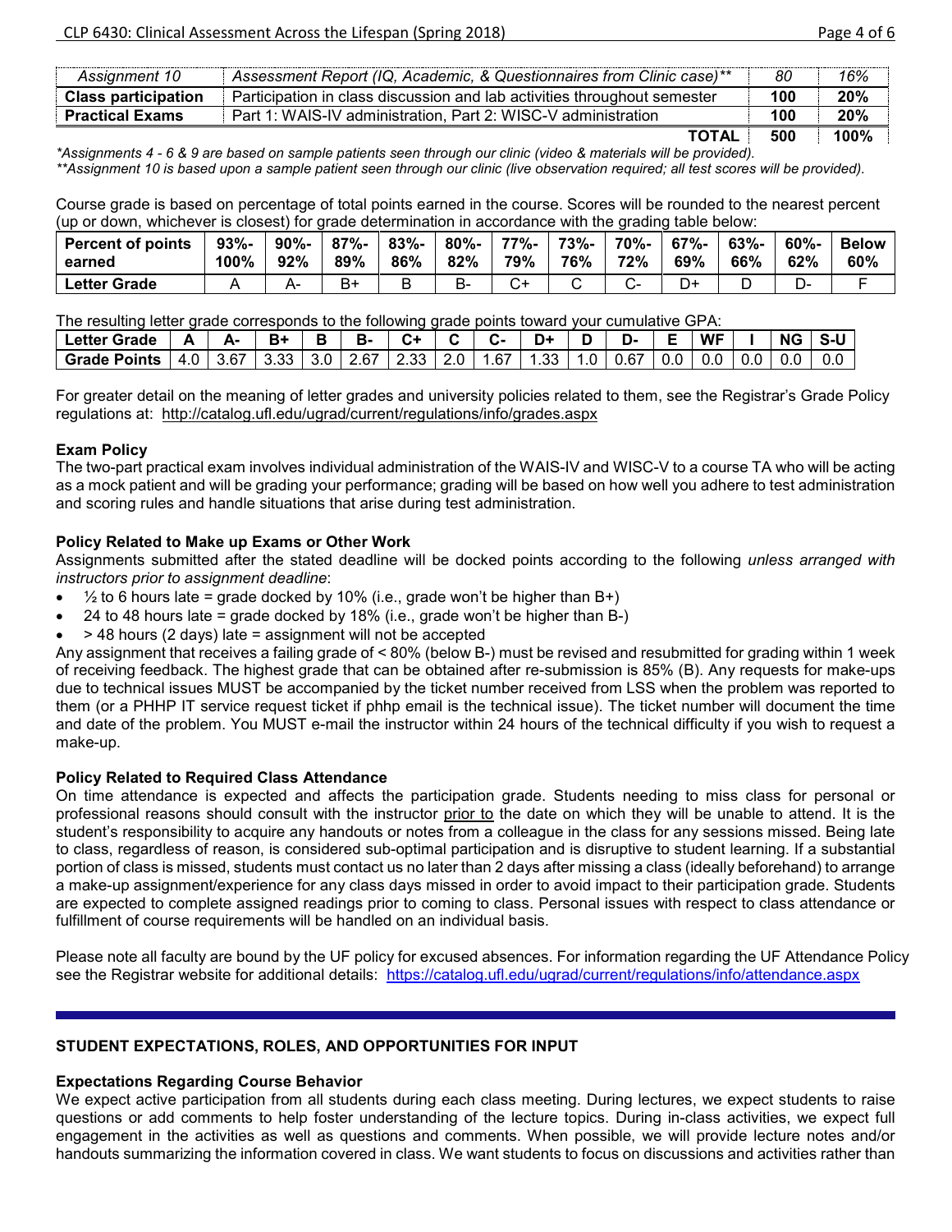| *Assignment 10* | *Assessment Report (IQ, Academic, & Questionnaires from Clinic case)*** | *80* | *16%* |
|---|---|---|---|
| **Class participation** | Participation in class discussion and lab activities throughout semester | **100** | **20%** |
| **Practical Exams** | Part 1: WAIS-IV administration, Part 2: WISC-V administration | **100** | **20%** |
| | **TOTAL** | **500** | **100%** |

*\*Assignments 4 - 6 & 9 are based on sample patients seen through our clinic (video & materials will be provided).*
*\*\*Assignment 10 is based upon a sample patient seen through our clinic (live observation required; all test scores will be provided).*

Course grade is based on percentage of total points earned in the course. Scores will be rounded to the nearest percent (up or down, whichever is closest) for grade determination in accordance with the grading table below:

| **Percent of points earned** | **93%-100%** | **90%-92%** | **87%-89%** | **83%-86%** | **80%-82%** | **77%-79%** | **73%-76%** | **70%-72%** | **67%-69%** | **63%-66%** | **60%-62%** | **Below 60%** |
|---|---|---|---|---|---|---|---|---|---|---|---|---|
| **Letter Grade** | A | A- | B+ | B | B- | C+ | C | C- | D+ | D | D- | F |

The resulting letter grade corresponds to the following grade points toward your cumulative GPA:

| **Letter Grade** | **A** | **A-** | **B+** | **B** | **B-** | **C+** | **C** | **C-** | **D+** | **D** | **D-** | **E** | **WF** | **I** | **NG** | **S-U** |
|---|---|---|---|---|---|---|---|---|---|---|---|---|---|---|---|---|
| **Grade Points** | 4.0 | 3.67 | 3.33 | 3.0 | 2.67 | 2.33 | 2.0 | 1.67 | 1.33 | 1.0 | 0.67 | 0.0 | 0.0 | 0.0 | 0.0 | 0.0 |

For greater detail on the meaning of letter grades and university policies related to them, see the Registrar's Grade Policy regulations at: http://catalog.ufl.edu/ugrad/current/regulations/info/grades.aspx

**Exam Policy**

The two-part practical exam involves individual administration of the WAIS-IV and WISC-V to a course TA who will be acting as a mock patient and will be grading your performance; grading will be based on how well you adhere to test administration and scoring rules and handle situations that arise during test administration.

**Policy Related to Make up Exams or Other Work**

Assignments submitted after the stated deadline will be docked points according to the following *unless arranged with instructors prior to assignment deadline*:

- ½ to 6 hours late = grade docked by 10% (i.e., grade won't be higher than B+)
- 24 to 48 hours late = grade docked by 18% (i.e., grade won't be higher than B-)
- > 48 hours (2 days) late = assignment will not be accepted

Any assignment that receives a failing grade of < 80% (below B-) must be revised and resubmitted for grading within 1 week of receiving feedback. The highest grade that can be obtained after re-submission is 85% (B). Any requests for make-ups due to technical issues MUST be accompanied by the ticket number received from LSS when the problem was reported to them (or a PHHP IT service request ticket if phhp email is the technical issue). The ticket number will document the time and date of the problem. You MUST e-mail the instructor within 24 hours of the technical difficulty if you wish to request a make-up.

**Policy Related to Required Class Attendance**

On time attendance is expected and affects the participation grade. Students needing to miss class for personal or professional reasons should consult with the instructor prior to the date on which they will be unable to attend. It is the student's responsibility to acquire any handouts or notes from a colleague in the class for any sessions missed. Being late to class, regardless of reason, is considered sub-optimal participation and is disruptive to student learning. If a substantial portion of class is missed, students must contact us no later than 2 days after missing a class (ideally beforehand) to arrange a make-up assignment/experience for any class days missed in order to avoid impact to their participation grade. Students are expected to complete assigned readings prior to coming to class. Personal issues with respect to class attendance or fulfillment of course requirements will be handled on an individual basis.

Please note all faculty are bound by the UF policy for excused absences. For information regarding the UF Attendance Policy see the Registrar website for additional details: https://catalog.ufl.edu/ugrad/current/regulations/info/attendance.aspx

---

## STUDENT EXPECTATIONS, ROLES, AND OPPORTUNITIES FOR INPUT

**Expectations Regarding Course Behavior**

We expect active participation from all students during each class meeting. During lectures, we expect students to raise questions or add comments to help foster understanding of the lecture topics. During in-class activities, we expect full engagement in the activities as well as questions and comments. When possible, we will provide lecture notes and/or handouts summarizing the information covered in class. We want students to focus on discussions and activities rather than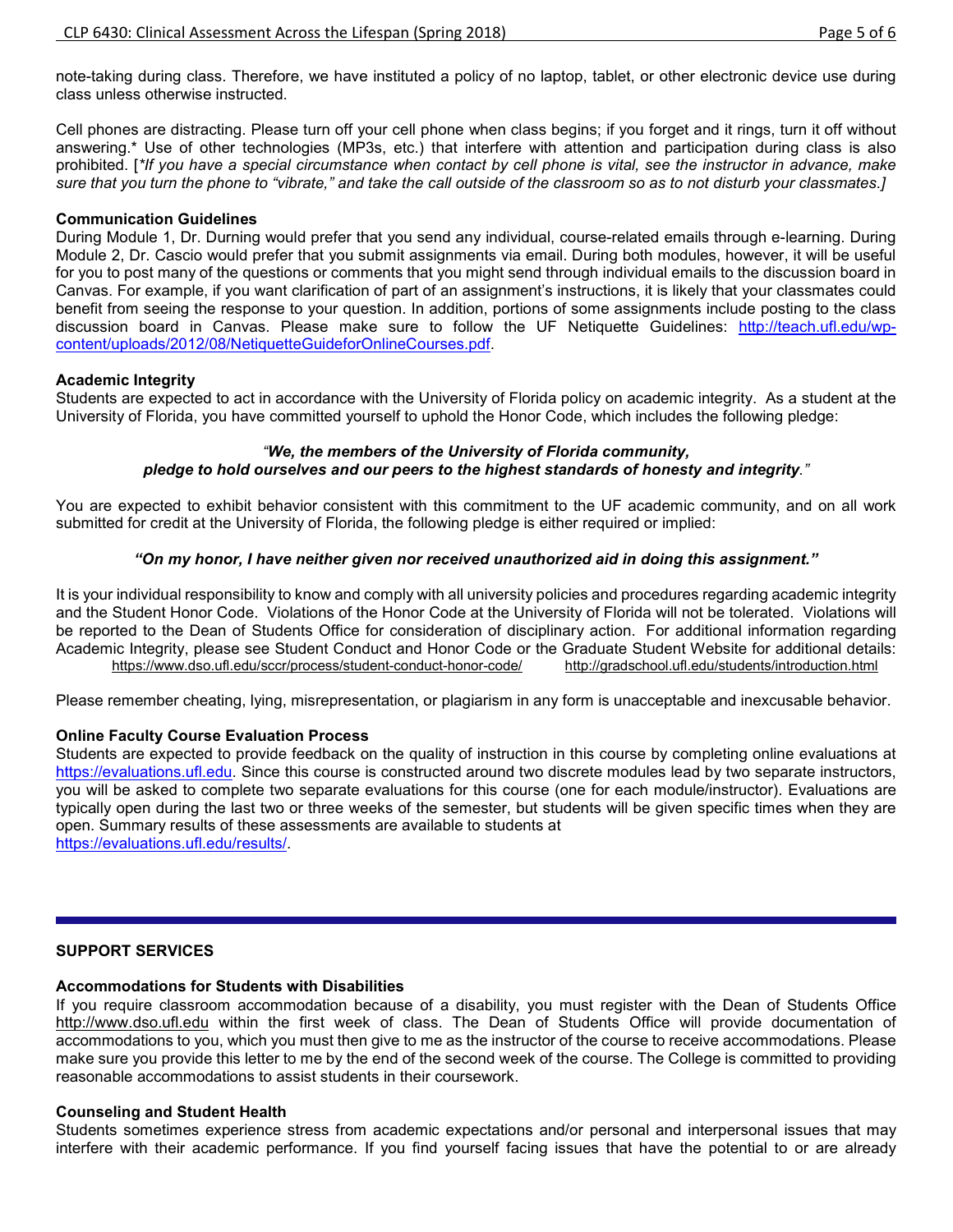note-taking during class. Therefore, we have instituted a policy of no laptop, tablet, or other electronic device use during class unless otherwise instructed.

Cell phones are distracting. Please turn off your cell phone when class begins; if you forget and it rings, turn it off without answering.* Use of other technologies (MP3s, etc.) that interfere with attention and participation during class is also prohibited. [*If you have a special circumstance when contact by cell phone is vital, see the instructor in advance, make sure that you turn the phone to "vibrate," and take the call outside of the classroom so as to not disturb your classmates.]*

**Communication Guidelines**
During Module 1, Dr. Durning would prefer that you send any individual, course-related emails through e-learning. During Module 2, Dr. Cascio would prefer that you submit assignments via email. During both modules, however, it will be useful for you to post many of the questions or comments that you might send through individual emails to the discussion board in Canvas. For example, if you want clarification of part of an assignment's instructions, it is likely that your classmates could benefit from seeing the response to your question. In addition, portions of some assignments include posting to the class discussion board in Canvas. Please make sure to follow the UF Netiquette Guidelines: http://teach.ufl.edu/wp-content/uploads/2012/08/NetiquetteGuideforOnlineCourses.pdf.

**Academic Integrity**
Students are expected to act in accordance with the University of Florida policy on academic integrity. As a student at the University of Florida, you have committed yourself to uphold the Honor Code, which includes the following pledge:

*"**We, the members of the University of Florida community, pledge to hold ourselves and our peers to the highest standards of honesty and integrity**."*

You are expected to exhibit behavior consistent with this commitment to the UF academic community, and on all work submitted for credit at the University of Florida, the following pledge is either required or implied:

***"On my honor, I have neither given nor received unauthorized aid in doing this assignment."***

It is your individual responsibility to know and comply with all university policies and procedures regarding academic integrity and the Student Honor Code. Violations of the Honor Code at the University of Florida will not be tolerated. Violations will be reported to the Dean of Students Office for consideration of disciplinary action. For additional information regarding Academic Integrity, please see Student Conduct and Honor Code or the Graduate Student Website for additional details: https://www.dso.ufl.edu/sccr/process/student-conduct-honor-code/ http://gradschool.ufl.edu/students/introduction.html

Please remember cheating, lying, misrepresentation, or plagiarism in any form is unacceptable and inexcusable behavior.

**Online Faculty Course Evaluation Process**
Students are expected to provide feedback on the quality of instruction in this course by completing online evaluations at https://evaluations.ufl.edu. Since this course is constructed around two discrete modules lead by two separate instructors, you will be asked to complete two separate evaluations for this course (one for each module/instructor). Evaluations are typically open during the last two or three weeks of the semester, but students will be given specific times when they are open. Summary results of these assessments are available to students at https://evaluations.ufl.edu/results/.

---

**SUPPORT SERVICES**

**Accommodations for Students with Disabilities**
If you require classroom accommodation because of a disability, you must register with the Dean of Students Office http://www.dso.ufl.edu within the first week of class. The Dean of Students Office will provide documentation of accommodations to you, which you must then give to me as the instructor of the course to receive accommodations. Please make sure you provide this letter to me by the end of the second week of the course. The College is committed to providing reasonable accommodations to assist students in their coursework.

**Counseling and Student Health**
Students sometimes experience stress from academic expectations and/or personal and interpersonal issues that may interfere with their academic performance. If you find yourself facing issues that have the potential to or are already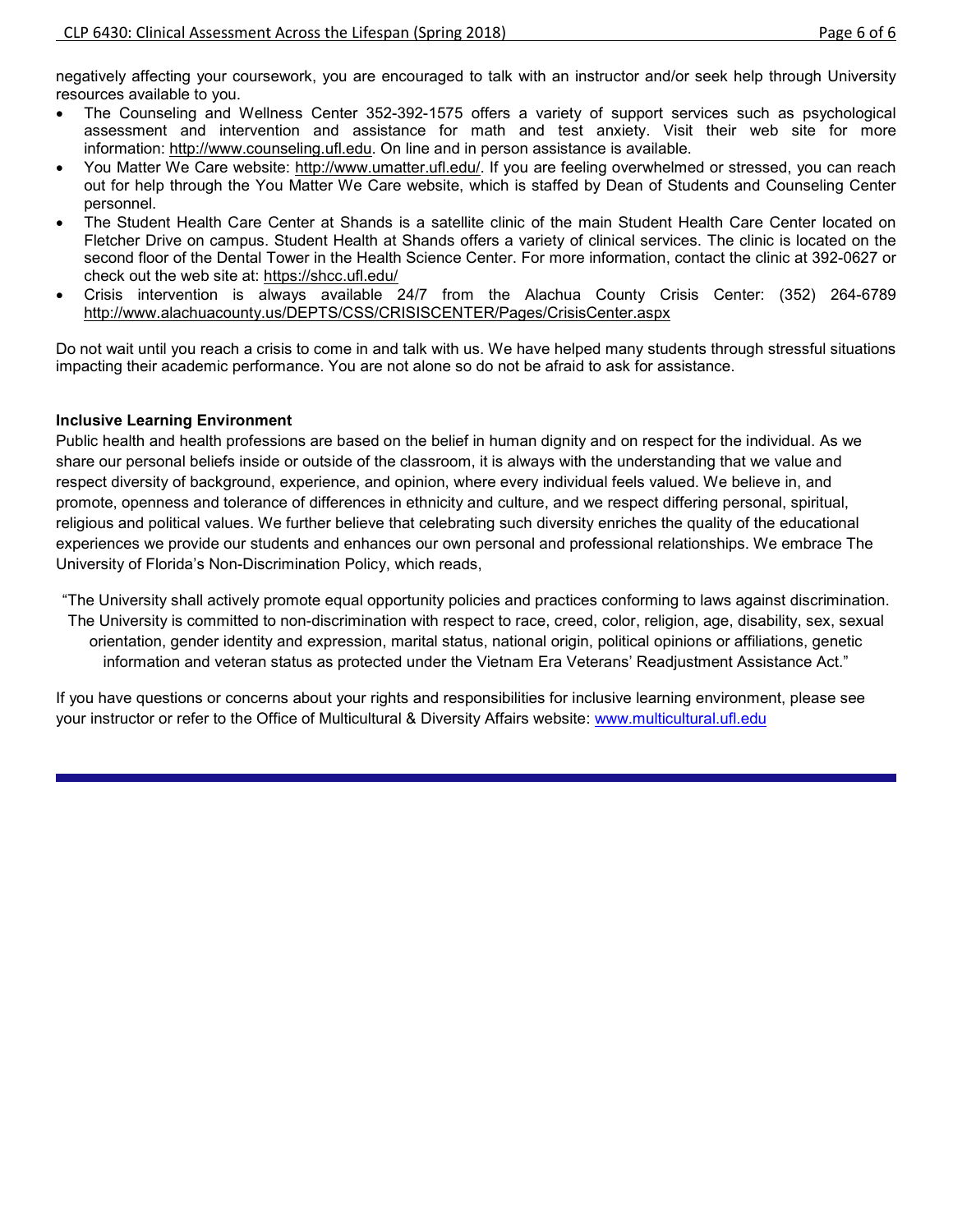negatively affecting your coursework, you are encouraged to talk with an instructor and/or seek help through University resources available to you.

- The Counseling and Wellness Center 352-392-1575 offers a variety of support services such as psychological assessment and intervention and assistance for math and test anxiety. Visit their web site for more information: http://www.counseling.ufl.edu. On line and in person assistance is available.
- You Matter We Care website: http://www.umatter.ufl.edu/. If you are feeling overwhelmed or stressed, you can reach out for help through the You Matter We Care website, which is staffed by Dean of Students and Counseling Center personnel.
- The Student Health Care Center at Shands is a satellite clinic of the main Student Health Care Center located on Fletcher Drive on campus. Student Health at Shands offers a variety of clinical services. The clinic is located on the second floor of the Dental Tower in the Health Science Center. For more information, contact the clinic at 392-0627 or check out the web site at: https://shcc.ufl.edu/
- Crisis intervention is always available 24/7 from the Alachua County Crisis Center: (352) 264-6789 http://www.alachuacounty.us/DEPTS/CSS/CRISISCENTER/Pages/CrisisCenter.aspx

Do not wait until you reach a crisis to come in and talk with us. We have helped many students through stressful situations impacting their academic performance. You are not alone so do not be afraid to ask for assistance.

**Inclusive Learning Environment**

Public health and health professions are based on the belief in human dignity and on respect for the individual. As we share our personal beliefs inside or outside of the classroom, it is always with the understanding that we value and respect diversity of background, experience, and opinion, where every individual feels valued. We believe in, and promote, openness and tolerance of differences in ethnicity and culture, and we respect differing personal, spiritual, religious and political values. We further believe that celebrating such diversity enriches the quality of the educational experiences we provide our students and enhances our own personal and professional relationships. We embrace The University of Florida's Non-Discrimination Policy, which reads,

"The University shall actively promote equal opportunity policies and practices conforming to laws against discrimination. The University is committed to non-discrimination with respect to race, creed, color, religion, age, disability, sex, sexual orientation, gender identity and expression, marital status, national origin, political opinions or affiliations, genetic information and veteran status as protected under the Vietnam Era Veterans' Readjustment Assistance Act."

If you have questions or concerns about your rights and responsibilities for inclusive learning environment, please see your instructor or refer to the Office of Multicultural & Diversity Affairs website: www.multicultural.ufl.edu